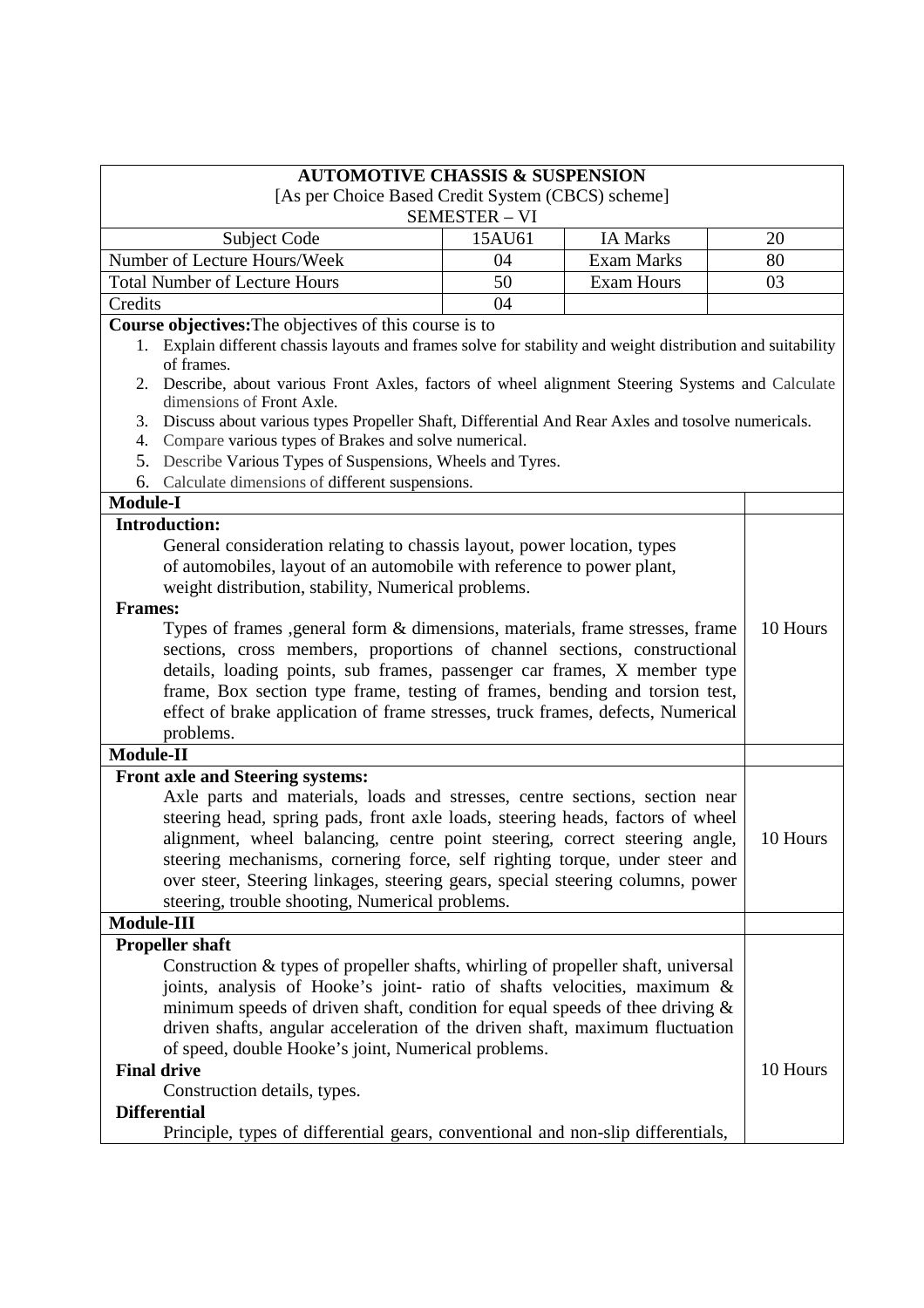# AUTOMOTIVE CHASSIS & SUSPENSION

[As per Choice Based Credit System (CBCS) scheme]

SEMESTER – VI

| Subject Code | 15AU61 | IA Marks | 20 |
|---|---|---|---|
| Number of Lecture Hours/Week | 04 | Exam Marks | 80 |
| Total Number of Lecture Hours | 50 | Exam Hours | 03 |
| Credits | 04 | | |

**Course objectives:**The objectives of this course is to

1. Explain different chassis layouts and frames solve for stability and weight distribution and suitability of frames.
2. Describe, about various Front Axles, factors of wheel alignment Steering Systems and Calculate dimensions of Front Axle.
3. Discuss about various types Propeller Shaft, Differential And Rear Axles and tosolve numericals.
4. Compare various types of Brakes and solve numerical.
5. Describe Various Types of Suspensions, Wheels and Tyres.
6. Calculate dimensions of different suspensions.

| Module-I | |
|---|---|
| **Introduction:**<br>General consideration relating to chassis layout, power location, types of automobiles, layout of an automobile with reference to power plant, weight distribution, stability, Numerical problems.<br>**Frames:**<br>Types of frames ,general form & dimensions, materials, frame stresses, frame sections, cross members, proportions of channel sections, constructional details, loading points, sub frames, passenger car frames, X member type frame, Box section type frame, testing of frames, bending and torsion test, effect of brake application of frame stresses, truck frames, defects, Numerical problems. | 10 Hours |
| **Module-II** | |
| **Front axle and Steering systems:**<br>Axle parts and materials, loads and stresses, centre sections, section near steering head, spring pads, front axle loads, steering heads, factors of wheel alignment, wheel balancing, centre point steering, correct steering angle, steering mechanisms, cornering force, self righting torque, under steer and over steer, Steering linkages, steering gears, special steering columns, power steering, trouble shooting, Numerical problems. | 10 Hours |
| **Module-III** | |
| **Propeller shaft**<br>Construction & types of propeller shafts, whirling of propeller shaft, universal joints, analysis of Hooke's joint- ratio of shafts velocities, maximum & minimum speeds of driven shaft, condition for equal speeds of thee driving & driven shafts, angular acceleration of the driven shaft, maximum fluctuation of speed, double Hooke's joint, Numerical problems.<br>**Final drive**<br>Construction details, types.<br>**Differential**<br>Principle, types of differential gears, conventional and non-slip differentials, | 10 Hours |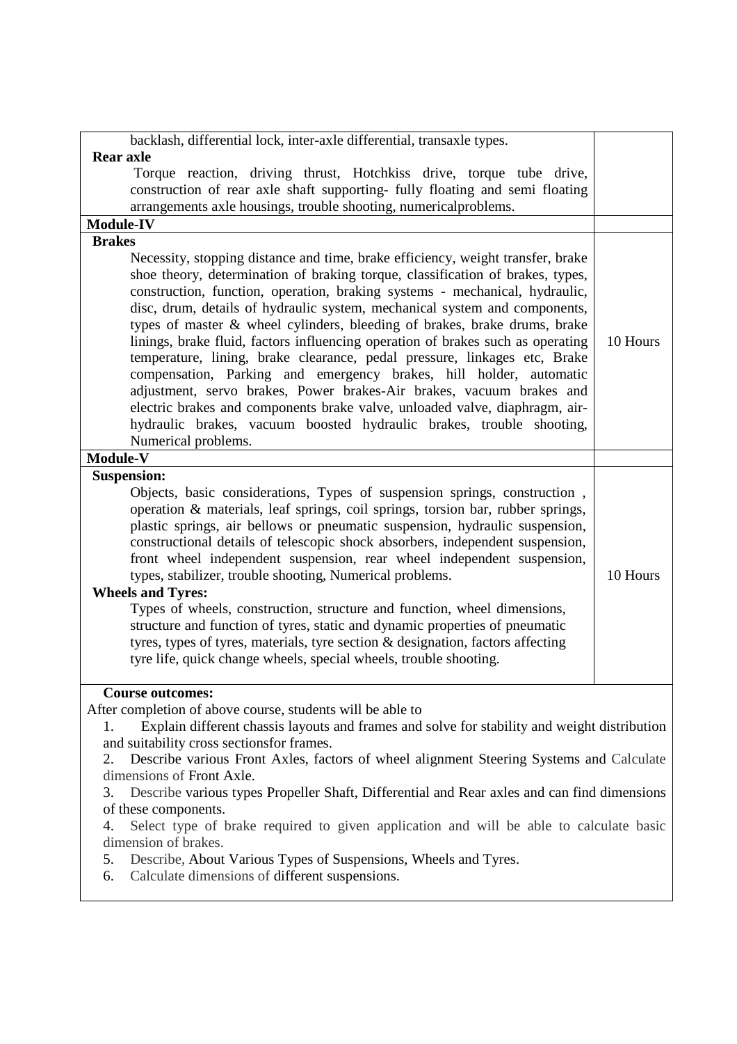| | |
|---|---|
| backlash, differential lock, inter-axle differential, transaxle types.<br>**Rear axle**<br>Torque reaction, driving thrust, Hotchkiss drive, torque tube drive, construction of rear axle shaft supporting- fully floating and semi floating arrangements axle housings, trouble shooting, numericalproblems. | |
| **Module-IV** | |
| **Brakes**<br>Necessity, stopping distance and time, brake efficiency, weight transfer, brake shoe theory, determination of braking torque, classification of brakes, types, construction, function, operation, braking systems - mechanical, hydraulic, disc, drum, details of hydraulic system, mechanical system and components, types of master & wheel cylinders, bleeding of brakes, brake drums, brake linings, brake fluid, factors influencing operation of brakes such as operating temperature, lining, brake clearance, pedal pressure, linkages etc, Brake compensation, Parking and emergency brakes, hill holder, automatic adjustment, servo brakes, Power brakes-Air brakes, vacuum brakes and electric brakes and components brake valve, unloaded valve, diaphragm, air-hydraulic brakes, vacuum boosted hydraulic brakes, trouble shooting, Numerical problems. | 10 Hours |
| **Module-V** | |
| **Suspension:**<br>Objects, basic considerations, Types of suspension springs, construction , operation & materials, leaf springs, coil springs, torsion bar, rubber springs, plastic springs, air bellows or pneumatic suspension, hydraulic suspension, constructional details of telescopic shock absorbers, independent suspension, front wheel independent suspension, rear wheel independent suspension, types, stabilizer, trouble shooting, Numerical problems.<br>**Wheels and Tyres:**<br>Types of wheels, construction, structure and function, wheel dimensions, structure and function of tyres, static and dynamic properties of pneumatic tyres, types of tyres, materials, tyre section & designation, factors affecting tyre life, quick change wheels, special wheels, trouble shooting. | 10 Hours |

**Course outcomes:**

After completion of above course, students will be able to

1. Explain different chassis layouts and frames and solve for stability and weight distribution and suitability cross sectionsfor frames.
2. Describe various Front Axles, factors of wheel alignment Steering Systems and Calculate dimensions of Front Axle.
3. Describe various types Propeller Shaft, Differential and Rear axles and can find dimensions of these components.
4. Select type of brake required to given application and will be able to calculate basic dimension of brakes.
5. Describe, About Various Types of Suspensions, Wheels and Tyres.
6. Calculate dimensions of different suspensions.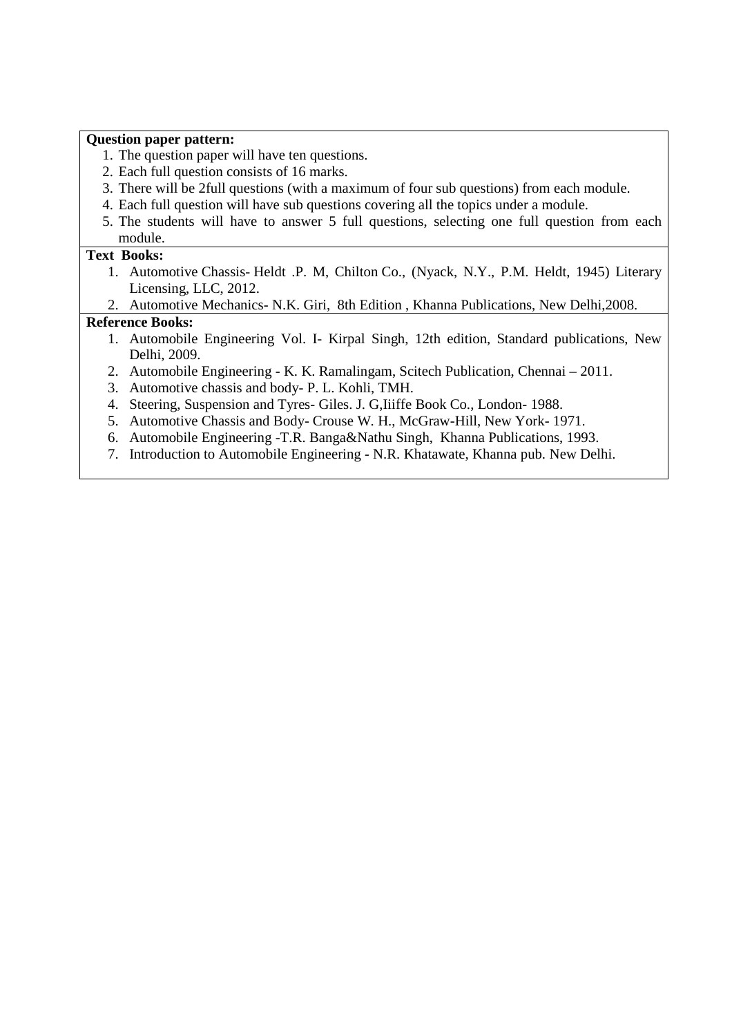**Question paper pattern:**

1. The question paper will have ten questions.
2. Each full question consists of 16 marks.
3. There will be 2full questions (with a maximum of four sub questions) from each module.
4. Each full question will have sub questions covering all the topics under a module.
5. The students will have to answer 5 full questions, selecting one full question from each module.

**Text Books:**

1. Automotive Chassis- Heldt .P. M, Chilton Co., (Nyack, N.Y., P.M. Heldt, 1945) Literary Licensing, LLC, 2012.
2. Automotive Mechanics- N.K. Giri, 8th Edition , Khanna Publications, New Delhi,2008.

**Reference Books:**

1. Automobile Engineering Vol. I- Kirpal Singh, 12th edition, Standard publications, New Delhi, 2009.
2. Automobile Engineering - K. K. Ramalingam, Scitech Publication, Chennai – 2011.
3. Automotive chassis and body- P. L. Kohli, TMH.
4. Steering, Suspension and Tyres- Giles. J. G,Iiiffe Book Co., London- 1988.
5. Automotive Chassis and Body- Crouse W. H., McGraw-Hill, New York- 1971.
6. Automobile Engineering -T.R. Banga&Nathu Singh, Khanna Publications, 1993.
7. Introduction to Automobile Engineering - N.R. Khatawate, Khanna pub. New Delhi.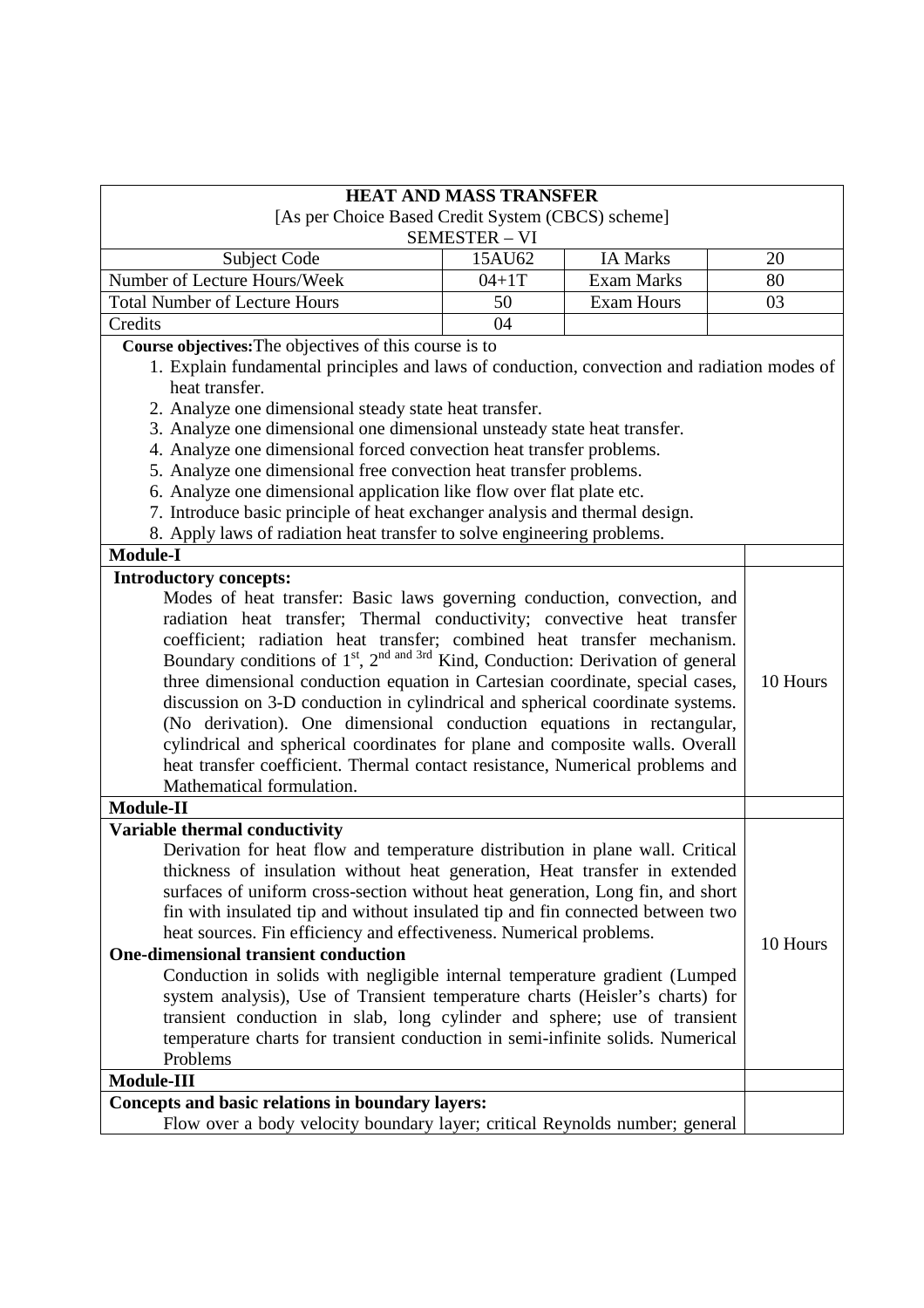| HEAT AND MASS TRANSFER<br>[As per Choice Based Credit System (CBCS) scheme]<br>SEMESTER – VI | | | |
|---|---|---|---|
| Subject Code | 15AU62 | IA Marks | 20 |
| Number of Lecture Hours/Week | 04+1T | Exam Marks | 80 |
| Total Number of Lecture Hours | 50 | Exam Hours | 03 |
| Credits | 04 | | |

**Course objectives:** The objectives of this course is to

1. Explain fundamental principles and laws of conduction, convection and radiation modes of heat transfer.
2. Analyze one dimensional steady state heat transfer.
3. Analyze one dimensional one dimensional unsteady state heat transfer.
4. Analyze one dimensional forced convection heat transfer problems.
5. Analyze one dimensional free convection heat transfer problems.
6. Analyze one dimensional application like flow over flat plate etc.
7. Introduce basic principle of heat exchanger analysis and thermal design.
8. Apply laws of radiation heat transfer to solve engineering problems.

| Module-I | |
|---|---|
| **Introductory concepts:**<br>Modes of heat transfer: Basic laws governing conduction, convection, and radiation heat transfer; Thermal conductivity; convective heat transfer coefficient; radiation heat transfer; combined heat transfer mechanism. Boundary conditions of 1st, 2nd and 3rd Kind, Conduction: Derivation of general three dimensional conduction equation in Cartesian coordinate, special cases, discussion on 3-D conduction in cylindrical and spherical coordinate systems. (No derivation). One dimensional conduction equations in rectangular, cylindrical and spherical coordinates for plane and composite walls. Overall heat transfer coefficient. Thermal contact resistance, Numerical problems and Mathematical formulation. | 10 Hours |
| **Module-II** | |
| **Variable thermal conductivity**<br>Derivation for heat flow and temperature distribution in plane wall. Critical thickness of insulation without heat generation, Heat transfer in extended surfaces of uniform cross-section without heat generation, Long fin, and short fin with insulated tip and without insulated tip and fin connected between two heat sources. Fin efficiency and effectiveness. Numerical problems.<br>**One-dimensional transient conduction**<br>Conduction in solids with negligible internal temperature gradient (Lumped system analysis), Use of Transient temperature charts (Heisler's charts) for transient conduction in slab, long cylinder and sphere; use of transient temperature charts for transient conduction in semi-infinite solids. Numerical Problems | 10 Hours |
| **Module-III** | |
| **Concepts and basic relations in boundary layers:**<br>Flow over a body velocity boundary layer; critical Reynolds number; general | |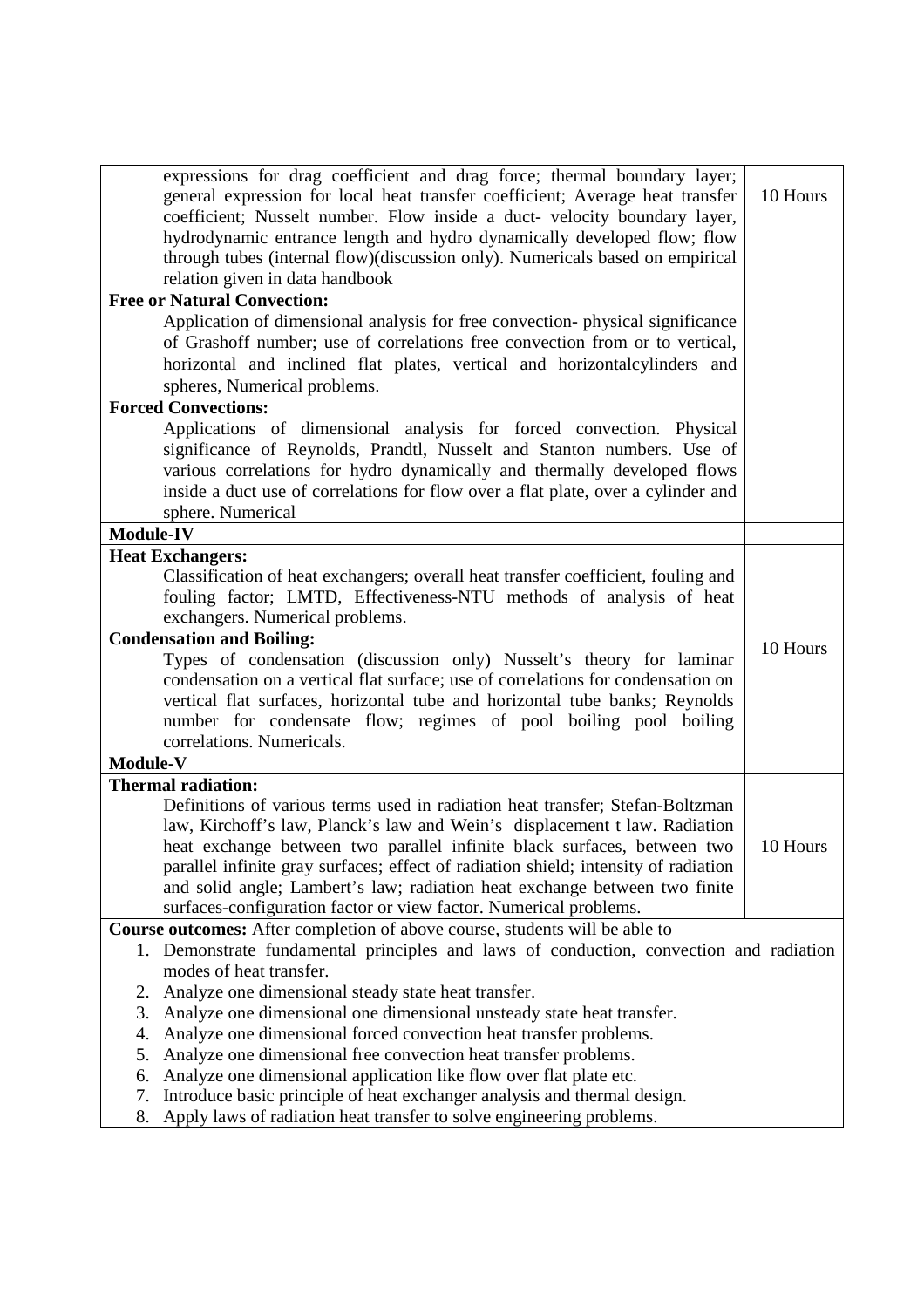| | |
|---|---|
| expressions for drag coefficient and drag force; thermal boundary layer; general expression for local heat transfer coefficient; Average heat transfer coefficient; Nusselt number. Flow inside a duct- velocity boundary layer, hydrodynamic entrance length and hydro dynamically developed flow; flow through tubes (internal flow)(discussion only). Numericals based on empirical relation given in data handbook<br>**Free or Natural Convection:**<br>Application of dimensional analysis for free convection- physical significance of Grashoff number; use of correlations free convection from or to vertical, horizontal and inclined flat plates, vertical and horizontalcylinders and spheres, Numerical problems.<br>**Forced Convections:**<br>Applications of dimensional analysis for forced convection. Physical significance of Reynolds, Prandtl, Nusselt and Stanton numbers. Use of various correlations for hydro dynamically and thermally developed flows inside a duct use of correlations for flow over a flat plate, over a cylinder and sphere. Numerical | 10 Hours |
| **Module-IV** | |
| **Heat Exchangers:**<br>Classification of heat exchangers; overall heat transfer coefficient, fouling and fouling factor; LMTD, Effectiveness-NTU methods of analysis of heat exchangers. Numerical problems.<br>**Condensation and Boiling:**<br>Types of condensation (discussion only) Nusselt's theory for laminar condensation on a vertical flat surface; use of correlations for condensation on vertical flat surfaces, horizontal tube and horizontal tube banks; Reynolds number for condensate flow; regimes of pool boiling pool boiling correlations. Numericals. | 10 Hours |
| **Module-V** | |
| **Thermal radiation:**<br>Definitions of various terms used in radiation heat transfer; Stefan-Boltzman law, Kirchoff's law, Planck's law and Wein's displacement t law. Radiation heat exchange between two parallel infinite black surfaces, between two parallel infinite gray surfaces; effect of radiation shield; intensity of radiation and solid angle; Lambert's law; radiation heat exchange between two finite surfaces-configuration factor or view factor. Numerical problems. | 10 Hours |

**Course outcomes:** After completion of above course, students will be able to

1. Demonstrate fundamental principles and laws of conduction, convection and radiation modes of heat transfer.
2. Analyze one dimensional steady state heat transfer.
3. Analyze one dimensional one dimensional unsteady state heat transfer.
4. Analyze one dimensional forced convection heat transfer problems.
5. Analyze one dimensional free convection heat transfer problems.
6. Analyze one dimensional application like flow over flat plate etc.
7. Introduce basic principle of heat exchanger analysis and thermal design.
8. Apply laws of radiation heat transfer to solve engineering problems.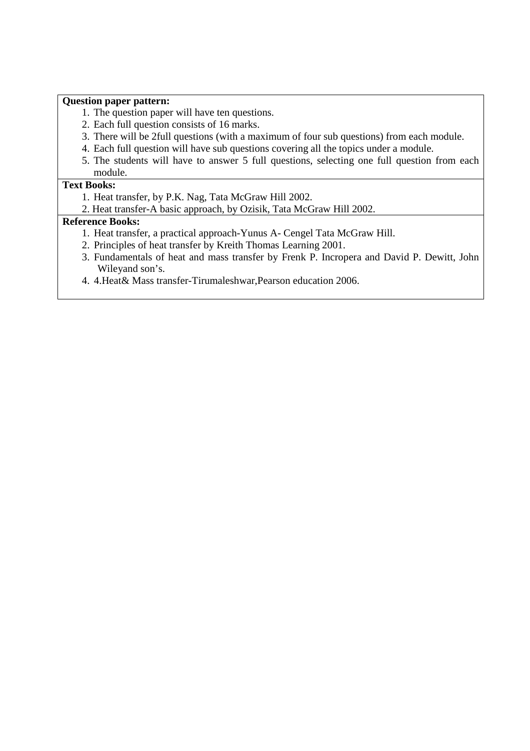**Question paper pattern:**

1. The question paper will have ten questions.
2. Each full question consists of 16 marks.
3. There will be 2full questions (with a maximum of four sub questions) from each module.
4. Each full question will have sub questions covering all the topics under a module.
5. The students will have to answer 5 full questions, selecting one full question from each module.

**Text Books:**

1. Heat transfer, by P.K. Nag, Tata McGraw Hill 2002.
2. Heat transfer-A basic approach, by Ozisik, Tata McGraw Hill 2002.

**Reference Books:**

1. Heat transfer, a practical approach-Yunus A- Cengel Tata McGraw Hill.
2. Principles of heat transfer by Kreith Thomas Learning 2001.
3. Fundamentals of heat and mass transfer by Frenk P. Incropera and David P. Dewitt, John Wileyand son's.
4. 4.Heat& Mass transfer-Tirumaleshwar,Pearson education 2006.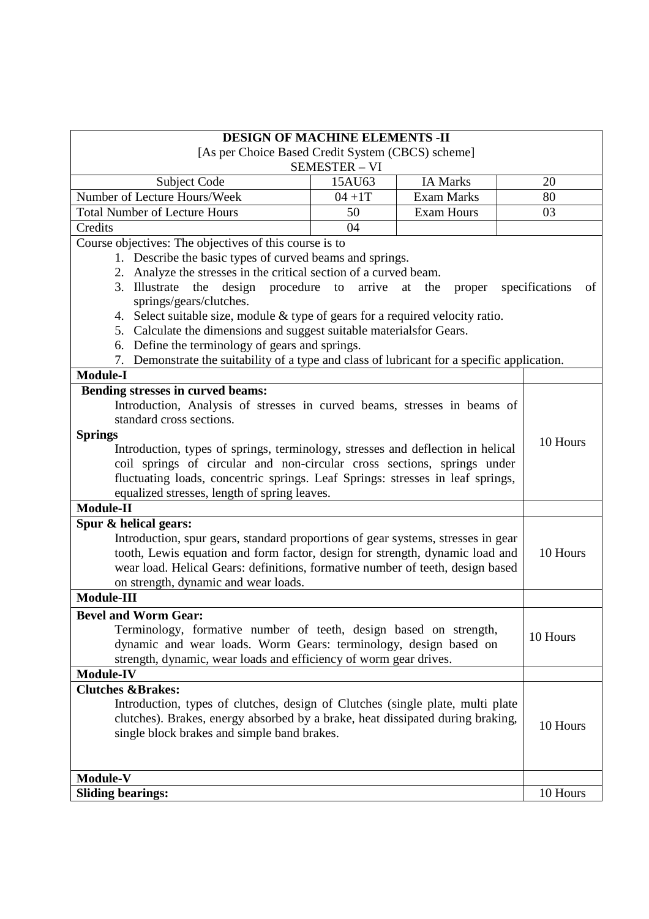**DESIGN OF MACHINE ELEMENTS -II**

[As per Choice Based Credit System (CBCS) scheme]

SEMESTER – VI

| Subject Code | 15AU63 | IA Marks | 20 |
|---|---|---|---|
| Number of Lecture Hours/Week | 04 +1T | Exam Marks | 80 |
| Total Number of Lecture Hours | 50 | Exam Hours | 03 |
| Credits | 04 | | |

Course objectives: The objectives of this course is to

1. Describe the basic types of curved beams and springs.
2. Analyze the stresses in the critical section of a curved beam.
3. Illustrate the design procedure to arrive at the proper specifications of springs/gears/clutches.
4. Select suitable size, module & type of gears for a required velocity ratio.
5. Calculate the dimensions and suggest suitable materialsfor Gears.
6. Define the terminology of gears and springs.
7. Demonstrate the suitability of a type and class of lubricant for a specific application.

| Module | Hours |
|---|---|
| **Module-I** | |
| **Bending stresses in curved beams:** Introduction, Analysis of stresses in curved beams, stresses in beams of standard cross sections. **Springs** Introduction, types of springs, terminology, stresses and deflection in helical coil springs of circular and non-circular cross sections, springs under fluctuating loads, concentric springs. Leaf Springs: stresses in leaf springs, equalized stresses, length of spring leaves. | 10 Hours |
| **Module-II** | |
| **Spur & helical gears:** Introduction, spur gears, standard proportions of gear systems, stresses in gear tooth, Lewis equation and form factor, design for strength, dynamic load and wear load. Helical Gears: definitions, formative number of teeth, design based on strength, dynamic and wear loads. | 10 Hours |
| **Module-III** | |
| **Bevel and Worm Gear:** Terminology, formative number of teeth, design based on strength, dynamic and wear loads. Worm Gears: terminology, design based on strength, dynamic, wear loads and efficiency of worm gear drives. | 10 Hours |
| **Module-IV** | |
| **Clutches &Brakes:** Introduction, types of clutches, design of Clutches (single plate, multi plate clutches). Brakes, energy absorbed by a brake, heat dissipated during braking, single block brakes and simple band brakes. | 10 Hours |
| **Module-V** | |
| **Sliding bearings:** | 10 Hours |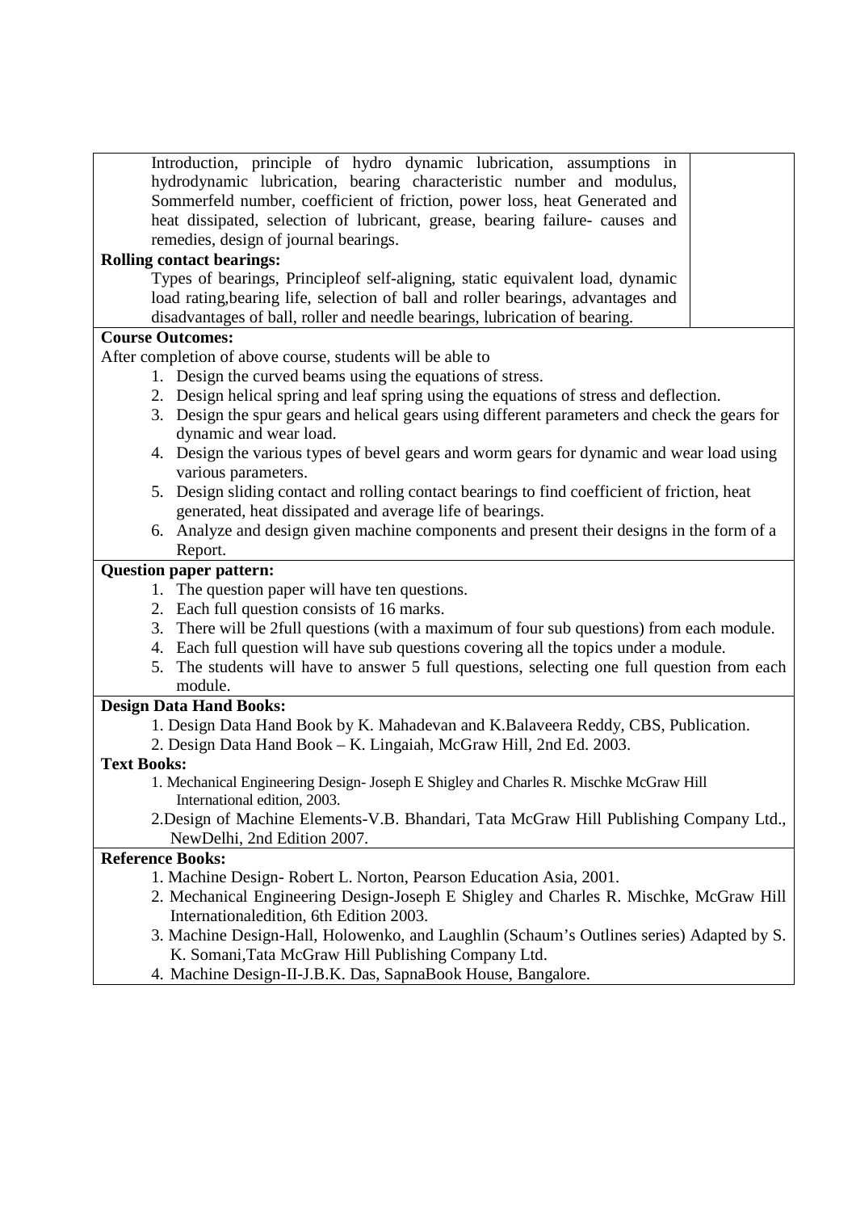Introduction, principle of hydro dynamic lubrication, assumptions in hydrodynamic lubrication, bearing characteristic number and modulus, Sommerfeld number, coefficient of friction, power loss, heat Generated and heat dissipated, selection of lubricant, grease, bearing failure- causes and remedies, design of journal bearings.

**Rolling contact bearings:**

Types of bearings, Principleof self-aligning, static equivalent load, dynamic load rating,bearing life, selection of ball and roller bearings, advantages and disadvantages of ball, roller and needle bearings, lubrication of bearing.

**Course Outcomes:**

After completion of above course, students will be able to

1. Design the curved beams using the equations of stress.
2. Design helical spring and leaf spring using the equations of stress and deflection.
3. Design the spur gears and helical gears using different parameters and check the gears for dynamic and wear load.
4. Design the various types of bevel gears and worm gears for dynamic and wear load using various parameters.
5. Design sliding contact and rolling contact bearings to find coefficient of friction, heat generated, heat dissipated and average life of bearings.
6. Analyze and design given machine components and present their designs in the form of a Report.

**Question paper pattern:**

1. The question paper will have ten questions.
2. Each full question consists of 16 marks.
3. There will be 2full questions (with a maximum of four sub questions) from each module.
4. Each full question will have sub questions covering all the topics under a module.
5. The students will have to answer 5 full questions, selecting one full question from each module.

**Design Data Hand Books:**

1. Design Data Hand Book by K. Mahadevan and K.Balaveera Reddy, CBS, Publication.
2. Design Data Hand Book – K. Lingaiah, McGraw Hill, 2nd Ed. 2003.

**Text Books:**

1. Mechanical Engineering Design- Joseph E Shigley and Charles R. Mischke McGraw Hill International edition, 2003.
2. Design of Machine Elements-V.B. Bhandari, Tata McGraw Hill Publishing Company Ltd., NewDelhi, 2nd Edition 2007.

**Reference Books:**

1. Machine Design- Robert L. Norton, Pearson Education Asia, 2001.
2. Mechanical Engineering Design-Joseph E Shigley and Charles R. Mischke, McGraw Hill Internationaledition, 6th Edition 2003.
3. Machine Design-Hall, Holowenko, and Laughlin (Schaum's Outlines series) Adapted by S. K. Somani,Tata McGraw Hill Publishing Company Ltd.
4. Machine Design-II-J.B.K. Das, SapnaBook House, Bangalore.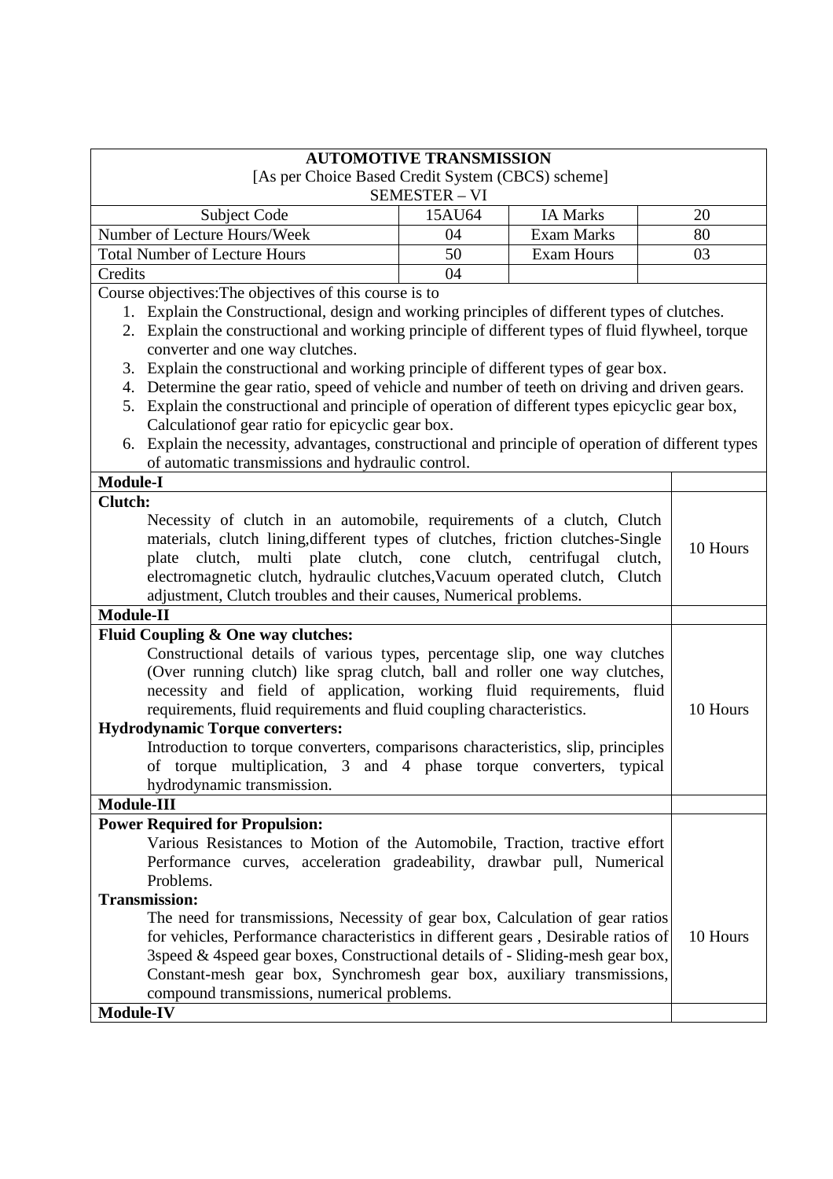## AUTOMOTIVE TRANSMISSION

[As per Choice Based Credit System (CBCS) scheme]

SEMESTER – VI

| Subject Code | 15AU64 | IA Marks | 20 |
|---|---|---|---|
| Number of Lecture Hours/Week | 04 | Exam Marks | 80 |
| Total Number of Lecture Hours | 50 | Exam Hours | 03 |
| Credits | 04 | | |

Course objectives:The objectives of this course is to

1. Explain the Constructional, design and working principles of different types of clutches.
2. Explain the constructional and working principle of different types of fluid flywheel, torque converter and one way clutches.
3. Explain the constructional and working principle of different types of gear box.
4. Determine the gear ratio, speed of vehicle and number of teeth on driving and driven gears.
5. Explain the constructional and principle of operation of different types epicyclic gear box, Calculationof gear ratio for epicyclic gear box.
6. Explain the necessity, advantages, constructional and principle of operation of different types of automatic transmissions and hydraulic control.

| Content | Hours |
|---|---|
| **Module-I** | |
| **Clutch:** Necessity of clutch in an automobile, requirements of a clutch, Clutch materials, clutch lining,different types of clutches, friction clutches-Single plate clutch, multi plate clutch, cone clutch, centrifugal clutch, electromagnetic clutch, hydraulic clutches,Vacuum operated clutch, Clutch adjustment, Clutch troubles and their causes, Numerical problems. | 10 Hours |
| **Module-II** | |
| **Fluid Coupling & One way clutches:** Constructional details of various types, percentage slip, one way clutches (Over running clutch) like sprag clutch, ball and roller one way clutches, necessity and field of application, working fluid requirements, fluid requirements, fluid requirements and fluid coupling characteristics. **Hydrodynamic Torque converters:** Introduction to torque converters, comparisons characteristics, slip, principles of torque multiplication, 3 and 4 phase torque converters, typical hydrodynamic transmission. | 10 Hours |
| **Module-III** | |
| **Power Required for Propulsion:** Various Resistances to Motion of the Automobile, Traction, tractive effort Performance curves, acceleration gradeability, drawbar pull, Numerical Problems. **Transmission:** The need for transmissions, Necessity of gear box, Calculation of gear ratios for vehicles, Performance characteristics in different gears , Desirable ratios of 3speed & 4speed gear boxes, Constructional details of - Sliding-mesh gear box, Constant-mesh gear box, Synchromesh gear box, auxiliary transmissions, compound transmissions, numerical problems. | 10 Hours |
| **Module-IV** | |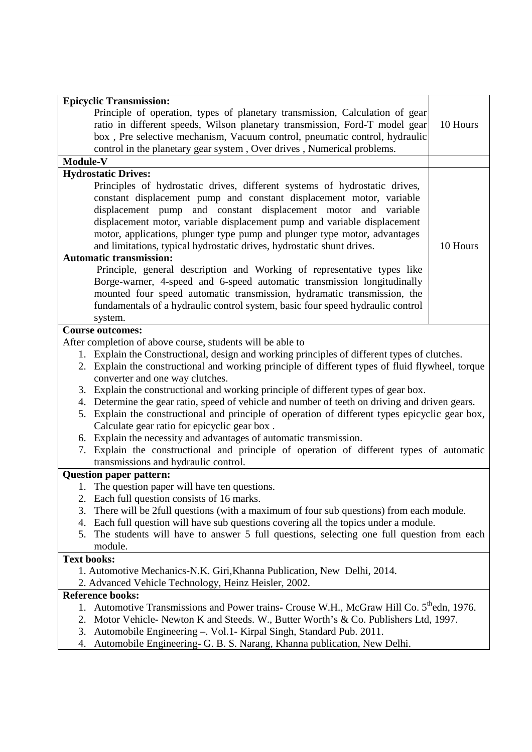| | |
|---|---|
| **Epicyclic Transmission:**<br>Principle of operation, types of planetary transmission, Calculation of gear ratio in different speeds, Wilson planetary transmission, Ford-T model gear box , Pre selective mechanism, Vacuum control, pneumatic control, hydraulic control in the planetary gear system , Over drives , Numerical problems. | 10 Hours |
| **Module-V** | |
| **Hydrostatic Drives:**<br>Principles of hydrostatic drives, different systems of hydrostatic drives, constant displacement pump and constant displacement motor, variable displacement pump and constant displacement motor and variable displacement motor, variable displacement pump and variable displacement motor, applications, plunger type pump and plunger type motor, advantages and limitations, typical hydrostatic drives, hydrostatic shunt drives.<br>**Automatic transmission:**<br>Principle, general description and Working of representative types like Borge-warner, 4-speed and 6-speed automatic transmission longitudinally mounted four speed automatic transmission, hydramatic transmission, the fundamentals of a hydraulic control system, basic four speed hydraulic control system. | 10 Hours |

**Course outcomes:**

After completion of above course, students will be able to

1. Explain the Constructional, design and working principles of different types of clutches.
2. Explain the constructional and working principle of different types of fluid flywheel, torque converter and one way clutches.
3. Explain the constructional and working principle of different types of gear box.
4. Determine the gear ratio, speed of vehicle and number of teeth on driving and driven gears.
5. Explain the constructional and principle of operation of different types epicyclic gear box, Calculate gear ratio for epicyclic gear box .
6. Explain the necessity and advantages of automatic transmission.
7. Explain the constructional and principle of operation of different types of automatic transmissions and hydraulic control.

**Question paper pattern:**

1. The question paper will have ten questions.
2. Each full question consists of 16 marks.
3. There will be 2full questions (with a maximum of four sub questions) from each module.
4. Each full question will have sub questions covering all the topics under a module.
5. The students will have to answer 5 full questions, selecting one full question from each module.

**Text books:**

1. Automotive Mechanics-N.K. Giri,Khanna Publication, New Delhi, 2014.
2. Advanced Vehicle Technology, Heinz Heisler, 2002.

**Reference books:**

1. Automotive Transmissions and Power trains- Crouse W.H., McGraw Hill Co. 5th edn, 1976.
2. Motor Vehicle- Newton K and Steeds. W., Butter Worth's & Co. Publishers Ltd, 1997.
3. Automobile Engineering –. Vol.1- Kirpal Singh, Standard Pub. 2011.
4. Automobile Engineering- G. B. S. Narang, Khanna publication, New Delhi.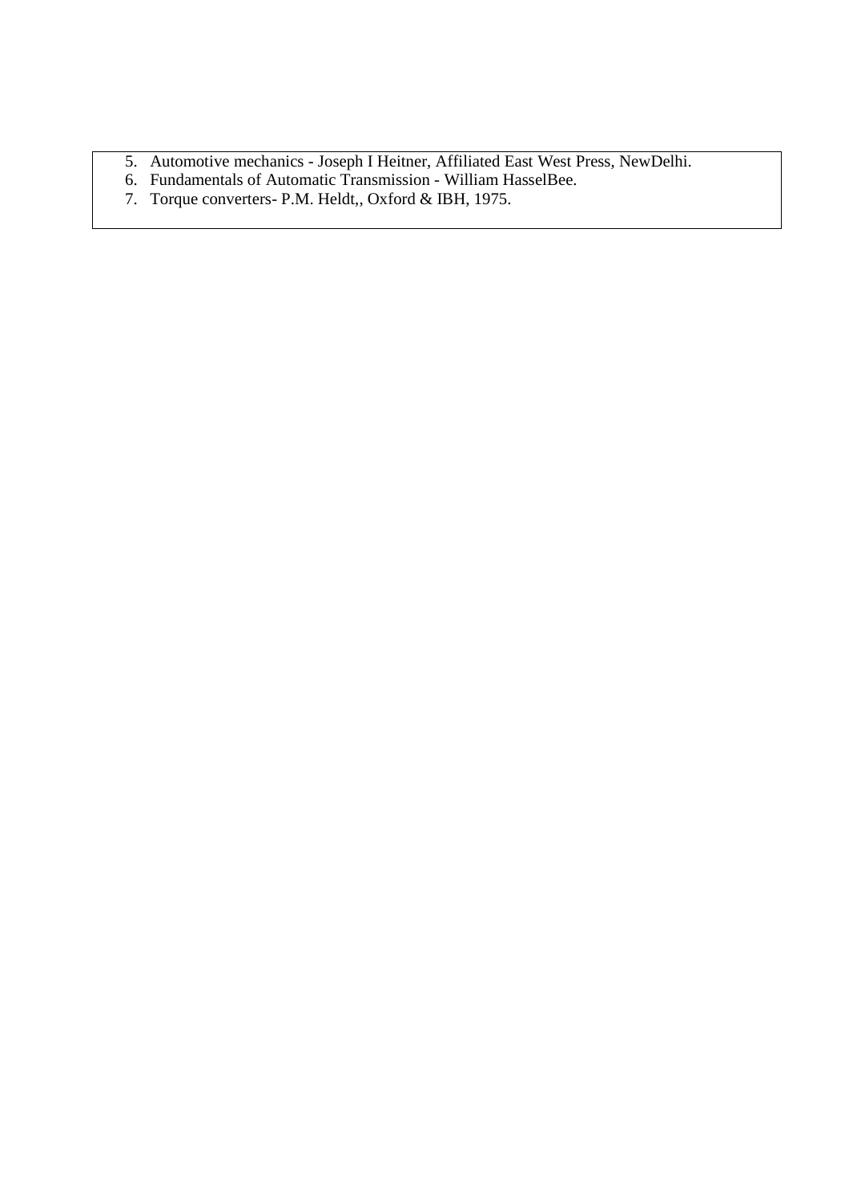5. Automotive mechanics - Joseph I Heitner, Affiliated East West Press, NewDelhi.
6. Fundamentals of Automatic Transmission - William HasselBee.
7. Torque converters- P.M. Heldt,, Oxford & IBH, 1975.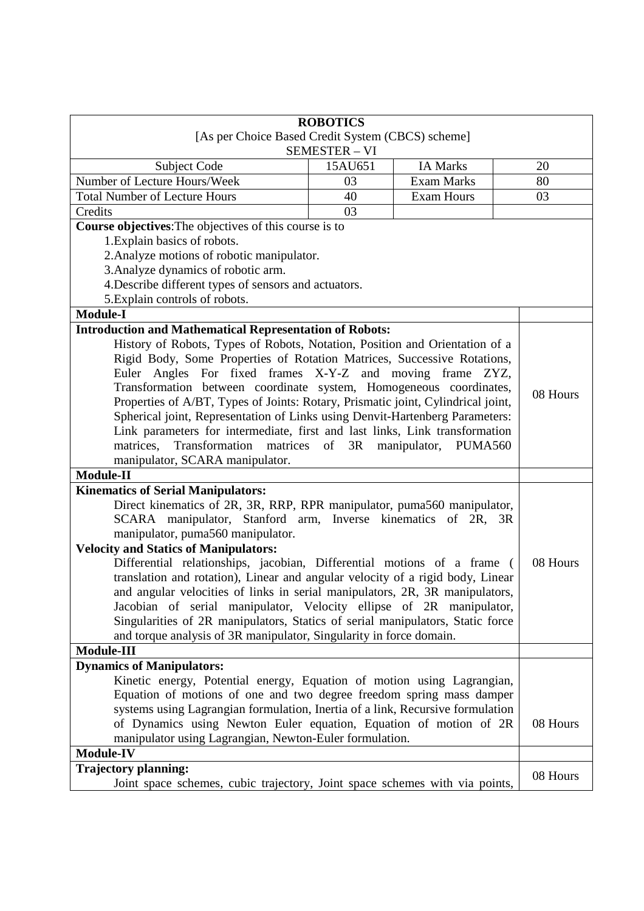## ROBOTICS

[As per Choice Based Credit System (CBCS) scheme]

SEMESTER – VI

| Subject Code | 15AU651 | IA Marks | 20 |
|---|---|---|---|
| Number of Lecture Hours/Week | 03 | Exam Marks | 80 |
| Total Number of Lecture Hours | 40 | Exam Hours | 03 |
| Credits | 03 | | |

**Course objectives**:The objectives of this course is to

1. Explain basics of robots.
2. Analyze motions of robotic manipulator.
3. Analyze dynamics of robotic arm.
4. Describe different types of sensors and actuators.
5. Explain controls of robots.

| Module-I | |
|---|---|
| **Introduction and Mathematical Representation of Robots:** History of Robots, Types of Robots, Notation, Position and Orientation of a Rigid Body, Some Properties of Rotation Matrices, Successive Rotations, Euler Angles For fixed frames X-Y-Z and moving frame ZYZ, Transformation between coordinate system, Homogeneous coordinates, Properties of A/BT, Types of Joints: Rotary, Prismatic joint, Cylindrical joint, Spherical joint, Representation of Links using Denvit-Hartenberg Parameters: Link parameters for intermediate, first and last links, Link transformation matrices, Transformation matrices of 3R manipulator, PUMA560 manipulator, SCARA manipulator. | 08 Hours |
| **Module-II** | |
| **Kinematics of Serial Manipulators:** Direct kinematics of 2R, 3R, RRP, RPR manipulator, puma560 manipulator, SCARA manipulator, Stanford arm, Inverse kinematics of 2R, 3R manipulator, puma560 manipulator. **Velocity and Statics of Manipulators:** Differential relationships, jacobian, Differential motions of a frame ( translation and rotation), Linear and angular velocity of a rigid body, Linear and angular velocities of links in serial manipulators, 2R, 3R manipulators, Jacobian of serial manipulator, Velocity ellipse of 2R manipulator, Singularities of 2R manipulators, Statics of serial manipulators, Static force and torque analysis of 3R manipulator, Singularity in force domain. | 08 Hours |
| **Module-III** | |
| **Dynamics of Manipulators:** Kinetic energy, Potential energy, Equation of motion using Lagrangian, Equation of motions of one and two degree freedom spring mass damper systems using Lagrangian formulation, Inertia of a link, Recursive formulation of Dynamics using Newton Euler equation, Equation of motion of 2R manipulator using Lagrangian, Newton-Euler formulation. | 08 Hours |
| **Module-IV** | |
| **Trajectory planning:** Joint space schemes, cubic trajectory, Joint space schemes with via points, | 08 Hours |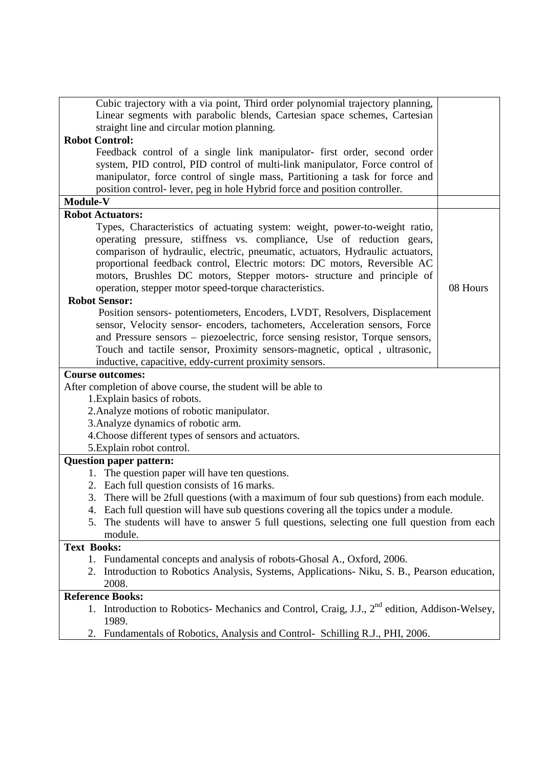| | |
|---|---|
| Cubic trajectory with a via point, Third order polynomial trajectory planning, Linear segments with parabolic blends, Cartesian space schemes, Cartesian straight line and circular motion planning.<br>**Robot Control:**<br>Feedback control of a single link manipulator- first order, second order system, PID control, PID control of multi-link manipulator, Force control of manipulator, force control of single mass, Partitioning a task for force and position control- lever, peg in hole Hybrid force and position controller. | |
| **Module-V** | |
| **Robot Actuators:**<br>Types, Characteristics of actuating system: weight, power-to-weight ratio, operating pressure, stiffness vs. compliance, Use of reduction gears, comparison of hydraulic, electric, pneumatic, actuators, Hydraulic actuators, proportional feedback control, Electric motors: DC motors, Reversible AC motors, Brushles DC motors, Stepper motors- structure and principle of operation, stepper motor speed-torque characteristics.<br>**Robot Sensor:**<br>Position sensors- potentiometers, Encoders, LVDT, Resolvers, Displacement sensor, Velocity sensor- encoders, tachometers, Acceleration sensors, Force and Pressure sensors – piezoelectric, force sensing resistor, Torque sensors, Touch and tactile sensor, Proximity sensors-magnetic, optical , ultrasonic, inductive, capacitive, eddy-current proximity sensors. | 08 Hours |

**Course outcomes:**

After completion of above course, the student will be able to

1. Explain basics of robots.
2. Analyze motions of robotic manipulator.
3. Analyze dynamics of robotic arm.
4. Choose different types of sensors and actuators.
5. Explain robot control.

**Question paper pattern:**

1. The question paper will have ten questions.
2. Each full question consists of 16 marks.
3. There will be 2full questions (with a maximum of four sub questions) from each module.
4. Each full question will have sub questions covering all the topics under a module.
5. The students will have to answer 5 full questions, selecting one full question from each module.

**Text Books:**

1. Fundamental concepts and analysis of robots-Ghosal A., Oxford, 2006.
2. Introduction to Robotics Analysis, Systems, Applications- Niku, S. B., Pearson education, 2008.

**Reference Books:**

1. Introduction to Robotics- Mechanics and Control, Craig, J.J., 2nd edition, Addison-Welsey, 1989.
2. Fundamentals of Robotics, Analysis and Control- Schilling R.J., PHI, 2006.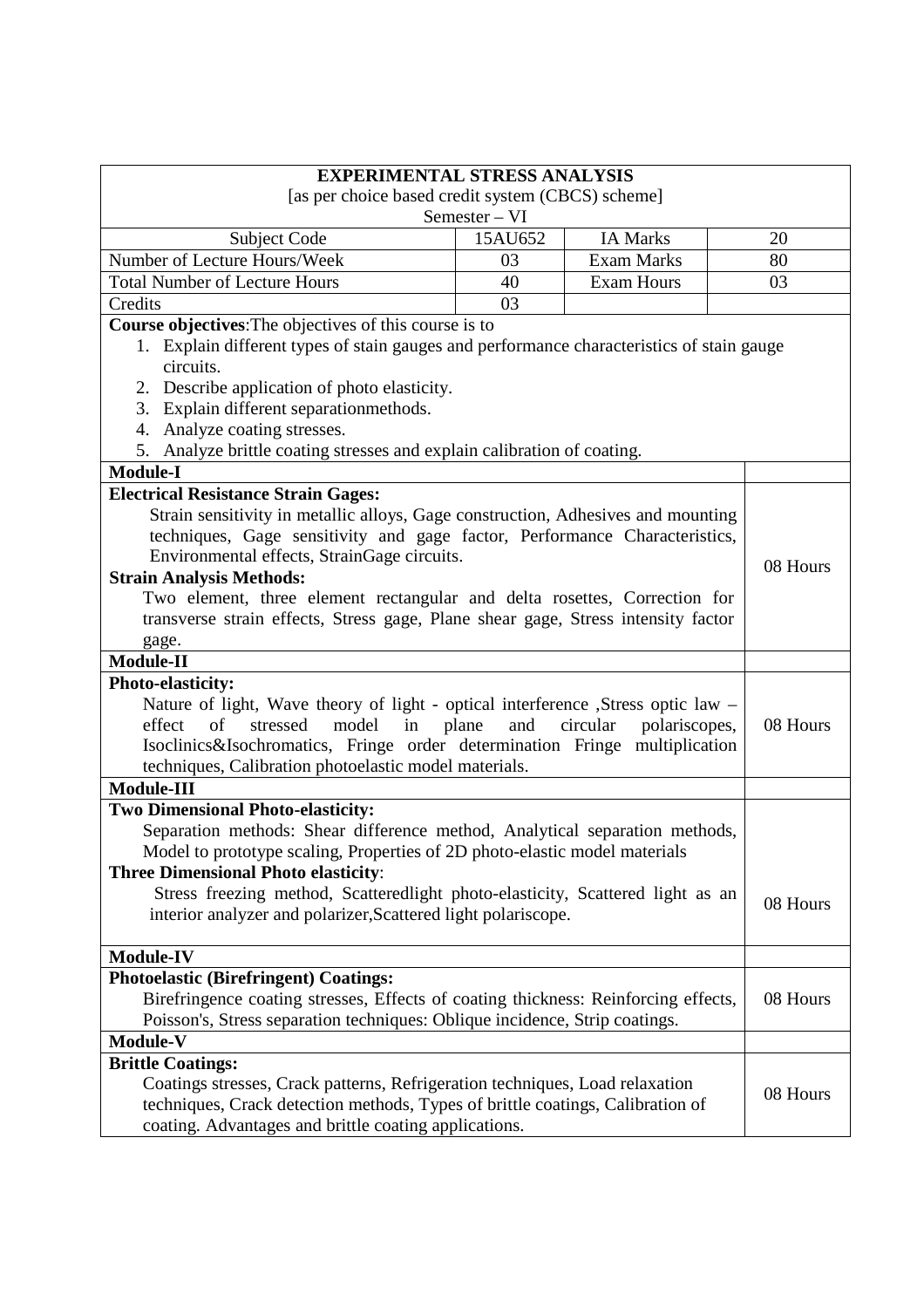# EXPERIMENTAL STRESS ANALYSIS

[as per choice based credit system (CBCS) scheme]

Semester – VI

| Subject Code | 15AU652 | IA Marks | 20 |
| --- | --- | --- | --- |
| Number of Lecture Hours/Week | 03 | Exam Marks | 80 |
| Total Number of Lecture Hours | 40 | Exam Hours | 03 |
| Credits | 03 | | |

**Course objectives**:The objectives of this course is to

1. Explain different types of stain gauges and performance characteristics of stain gauge circuits.
2. Describe application of photo elasticity.
3. Explain different separationmethods.
4. Analyze coating stresses.
5. Analyze brittle coating stresses and explain calibration of coating.

| Module | Hours |
| --- | --- |
| **Module-I** | |
| **Electrical Resistance Strain Gages:** Strain sensitivity in metallic alloys, Gage construction, Adhesives and mounting techniques, Gage sensitivity and gage factor, Performance Characteristics, Environmental effects, StrainGage circuits. **Strain Analysis Methods:** Two element, three element rectangular and delta rosettes, Correction for transverse strain effects, Stress gage, Plane shear gage, Stress intensity factor gage. | 08 Hours |
| **Module-II** | |
| **Photo-elasticity:** Nature of light, Wave theory of light - optical interference ,Stress optic law – effect of stressed model in plane and circular polariscopes, Isoclinics&Isochromatics, Fringe order determination Fringe multiplication techniques, Calibration photoelastic model materials. | 08 Hours |
| **Module-III** | |
| **Two Dimensional Photo-elasticity:** Separation methods: Shear difference method, Analytical separation methods, Model to prototype scaling, Properties of 2D photo-elastic model materials **Three Dimensional Photo elasticity**: Stress freezing method, Scatteredlight photo-elasticity, Scattered light as an interior analyzer and polarizer,Scattered light polariscope. | 08 Hours |
| **Module-IV** | |
| **Photoelastic (Birefringent) Coatings:** Birefringence coating stresses, Effects of coating thickness: Reinforcing effects, Poisson's, Stress separation techniques: Oblique incidence, Strip coatings. | 08 Hours |
| **Module-V** | |
| **Brittle Coatings:** Coatings stresses, Crack patterns, Refrigeration techniques, Load relaxation techniques, Crack detection methods, Types of brittle coatings, Calibration of coating. Advantages and brittle coating applications. | 08 Hours |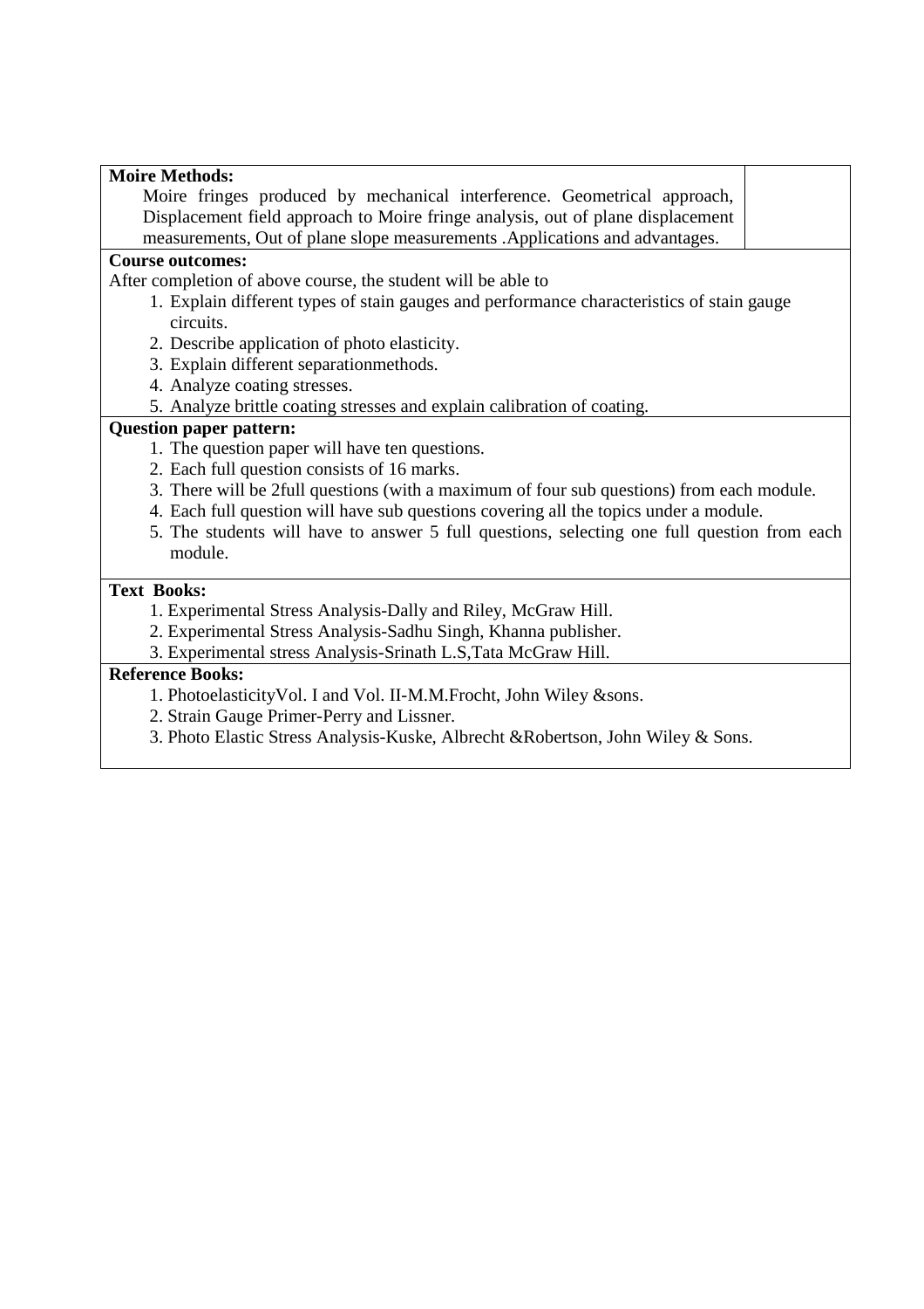**Moire Methods:**

Moire fringes produced by mechanical interference. Geometrical approach, Displacement field approach to Moire fringe analysis, out of plane displacement measurements, Out of plane slope measurements .Applications and advantages.

**Course outcomes:**

After completion of above course, the student will be able to

1. Explain different types of stain gauges and performance characteristics of stain gauge circuits.
2. Describe application of photo elasticity.
3. Explain different separationmethods.
4. Analyze coating stresses.
5. Analyze brittle coating stresses and explain calibration of coating.

**Question paper pattern:**

1. The question paper will have ten questions.
2. Each full question consists of 16 marks.
3. There will be 2full questions (with a maximum of four sub questions) from each module.
4. Each full question will have sub questions covering all the topics under a module.
5. The students will have to answer 5 full questions, selecting one full question from each module.

**Text Books:**

1. Experimental Stress Analysis-Dally and Riley, McGraw Hill.
2. Experimental Stress Analysis-Sadhu Singh, Khanna publisher.
3. Experimental stress Analysis-Srinath L.S,Tata McGraw Hill.

**Reference Books:**

1. PhotoelasticityVol. I and Vol. II-M.M.Frocht, John Wiley &sons.
2. Strain Gauge Primer-Perry and Lissner.
3. Photo Elastic Stress Analysis-Kuske, Albrecht &Robertson, John Wiley & Sons.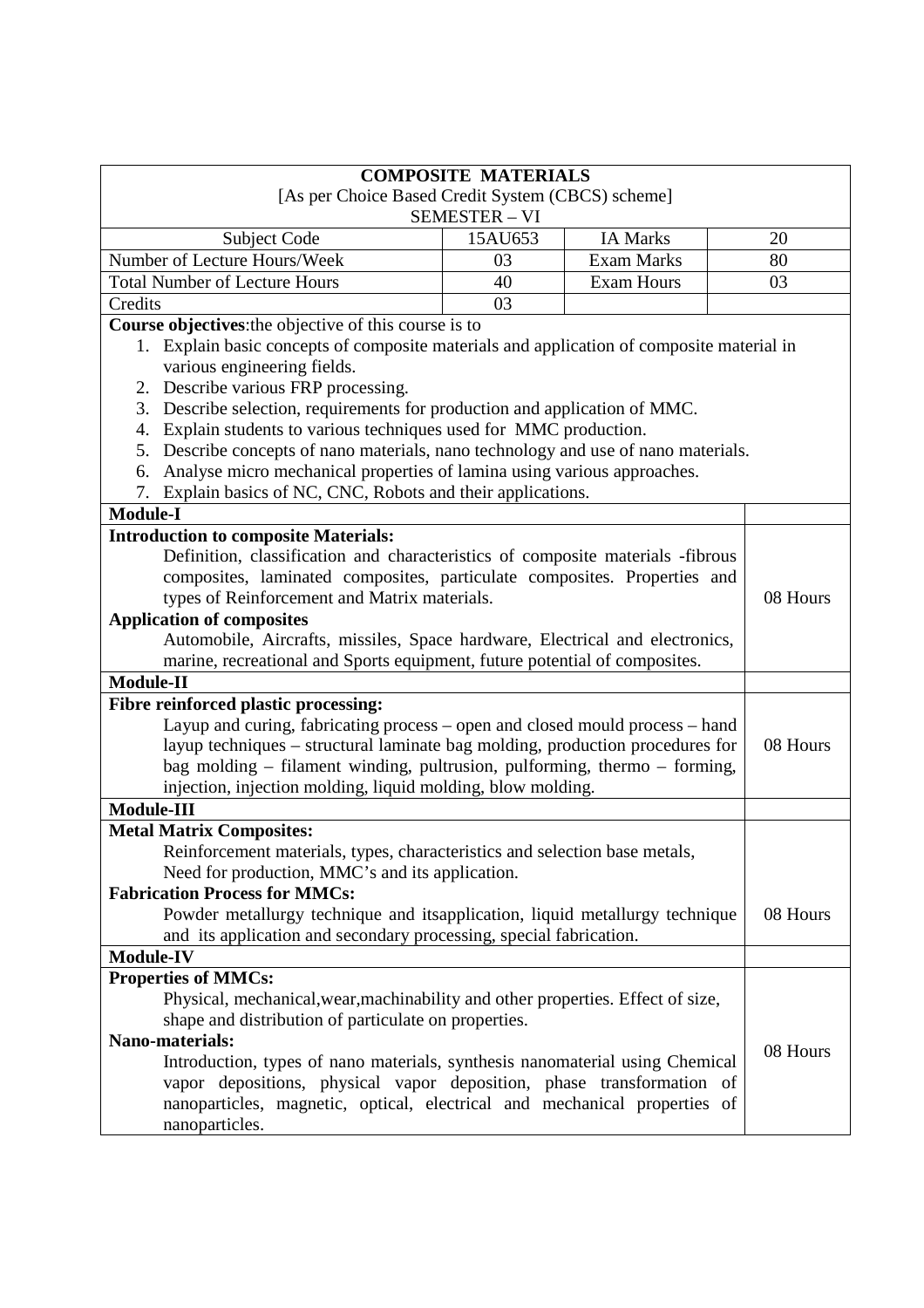**COMPOSITE MATERIALS**

[As per Choice Based Credit System (CBCS) scheme]

SEMESTER – VI

| Subject Code | 15AU653 | IA Marks | 20 |
|---|---|---|---|
| Number of Lecture Hours/Week | 03 | Exam Marks | 80 |
| Total Number of Lecture Hours | 40 | Exam Hours | 03 |
| Credits | 03 | | |

**Course objectives**:the objective of this course is to

1. Explain basic concepts of composite materials and application of composite material in various engineering fields.
2. Describe various FRP processing.
3. Describe selection, requirements for production and application of MMC.
4. Explain students to various techniques used for MMC production.
5. Describe concepts of nano materials, nano technology and use of nano materials.
6. Analyse micro mechanical properties of lamina using various approaches.
7. Explain basics of NC, CNC, Robots and their applications.

| Module-I | |
|---|---|
| **Introduction to composite Materials:**<br>Definition, classification and characteristics of composite materials -fibrous composites, laminated composites, particulate composites. Properties and types of Reinforcement and Matrix materials.<br>**Application of composites**<br>Automobile, Aircrafts, missiles, Space hardware, Electrical and electronics, marine, recreational and Sports equipment, future potential of composites. | 08 Hours |
| **Module-II** | |
| **Fibre reinforced plastic processing:**<br>Layup and curing, fabricating process – open and closed mould process – hand layup techniques – structural laminate bag molding, production procedures for bag molding – filament winding, pultrusion, pulforming, thermo – forming, injection, injection molding, liquid molding, blow molding. | 08 Hours |
| **Module-III** | |
| **Metal Matrix Composites:**<br>Reinforcement materials, types, characteristics and selection base metals, Need for production, MMC's and its application.<br>**Fabrication Process for MMCs:**<br>Powder metallurgy technique and itsapplication, liquid metallurgy technique and its application and secondary processing, special fabrication. | 08 Hours |
| **Module-IV** | |
| **Properties of MMCs:**<br>Physical, mechanical,wear,machinability and other properties. Effect of size, shape and distribution of particulate on properties.<br>**Nano-materials:**<br>Introduction, types of nano materials, synthesis nanomaterial using Chemical vapor depositions, physical vapor deposition, phase transformation of nanoparticles, magnetic, optical, electrical and mechanical properties of nanoparticles. | 08 Hours |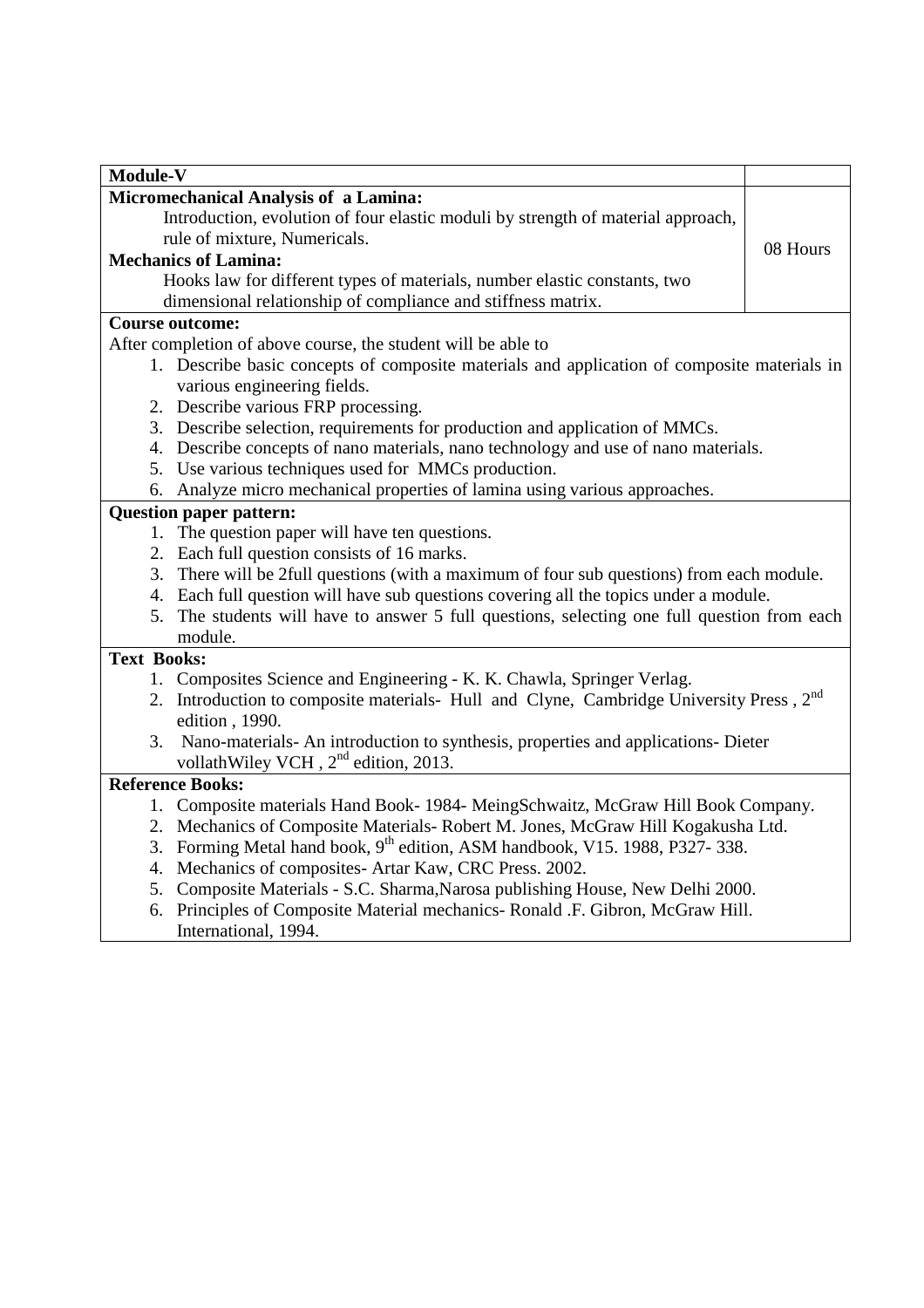| **Module-V** | |
|---|---|
| **Micromechanical Analysis of a Lamina:**<br>Introduction, evolution of four elastic moduli by strength of material approach, rule of mixture, Numericals.<br>**Mechanics of Lamina:**<br>Hooks law for different types of materials, number elastic constants, two dimensional relationship of compliance and stiffness matrix. | 08 Hours |

**Course outcome:**

After completion of above course, the student will be able to

1. Describe basic concepts of composite materials and application of composite materials in various engineering fields.
2. Describe various FRP processing.
3. Describe selection, requirements for production and application of MMCs.
4. Describe concepts of nano materials, nano technology and use of nano materials.
5. Use various techniques used for MMCs production.
6. Analyze micro mechanical properties of lamina using various approaches.

**Question paper pattern:**

1. The question paper will have ten questions.
2. Each full question consists of 16 marks.
3. There will be 2full questions (with a maximum of four sub questions) from each module.
4. Each full question will have sub questions covering all the topics under a module.
5. The students will have to answer 5 full questions, selecting one full question from each module.

**Text Books:**

1. Composites Science and Engineering - K. K. Chawla, Springer Verlag.
2. Introduction to composite materials- Hull and Clyne, Cambridge University Press , 2nd edition , 1990.
3. Nano-materials- An introduction to synthesis, properties and applications- Dieter vollathWiley VCH , 2nd edition, 2013.

**Reference Books:**

1. Composite materials Hand Book- 1984- MeingSchwaitz, McGraw Hill Book Company.
2. Mechanics of Composite Materials- Robert M. Jones, McGraw Hill Kogakusha Ltd.
3. Forming Metal hand book, 9th edition, ASM handbook, V15. 1988, P327- 338.
4. Mechanics of composites- Artar Kaw, CRC Press. 2002.
5. Composite Materials - S.C. Sharma,Narosa publishing House, New Delhi 2000.
6. Principles of Composite Material mechanics- Ronald .F. Gibron, McGraw Hill. International, 1994.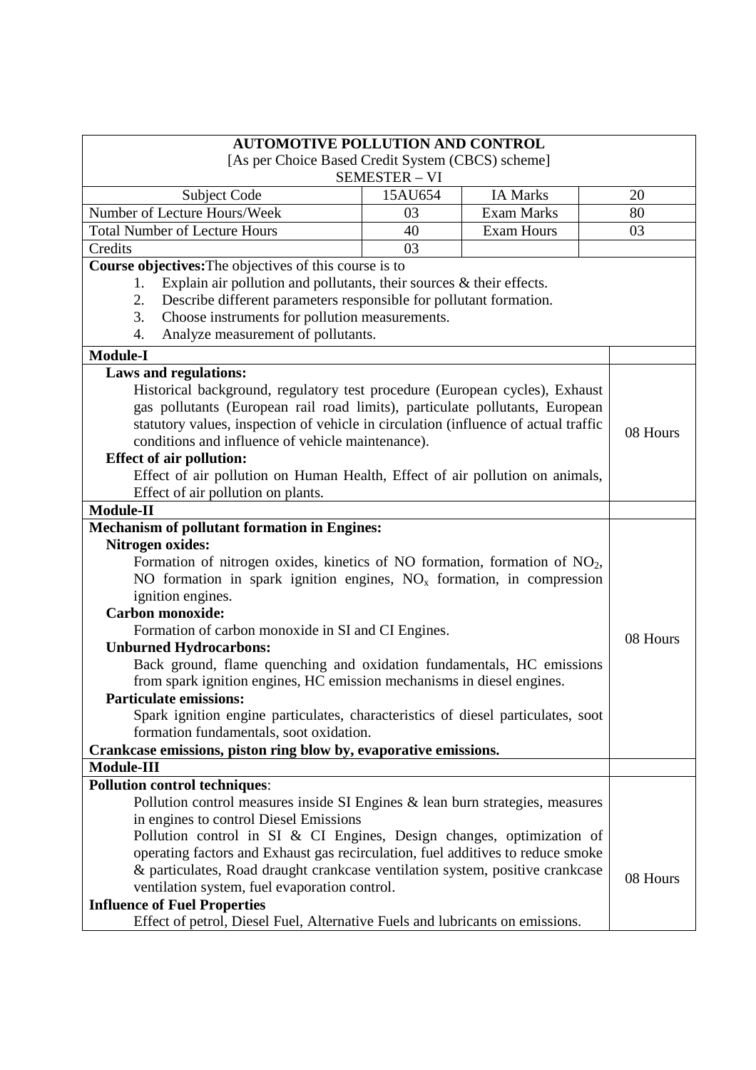## AUTOMOTIVE POLLUTION AND CONTROL

[As per Choice Based Credit System (CBCS) scheme]

SEMESTER – VI

| Subject Code | 15AU654 | IA Marks | 20 |
|---|---|---|---|
| Number of Lecture Hours/Week | 03 | Exam Marks | 80 |
| Total Number of Lecture Hours | 40 | Exam Hours | 03 |
| Credits | 03 | | |

**Course objectives:** The objectives of this course is to

1. Explain air pollution and pollutants, their sources & their effects.
2. Describe different parameters responsible for pollutant formation.
3. Choose instruments for pollution measurements.
4. Analyze measurement of pollutants.

### Module-I (08 Hours)

**Laws and regulations:**

Historical background, regulatory test procedure (European cycles), Exhaust gas pollutants (European rail road limits), particulate pollutants, European statutory values, inspection of vehicle in circulation (influence of actual traffic conditions and influence of vehicle maintenance).

**Effect of air pollution:**

Effect of air pollution on Human Health, Effect of air pollution on animals, Effect of air pollution on plants.

### Module-II (08 Hours)

**Mechanism of pollutant formation in Engines:**

**Nitrogen oxides:**

Formation of nitrogen oxides, kinetics of NO formation, formation of $NO_2$, NO formation in spark ignition engines, $NO_x$ formation, in compression ignition engines.

**Carbon monoxide:**

Formation of carbon monoxide in SI and CI Engines.

**Unburned Hydrocarbons:**

Back ground, flame quenching and oxidation fundamentals, HC emissions from spark ignition engines, HC emission mechanisms in diesel engines.

**Particulate emissions:**

Spark ignition engine particulates, characteristics of diesel particulates, soot formation fundamentals, soot oxidation.

**Crankcase emissions, piston ring blow by, evaporative emissions.**

### Module-III (08 Hours)

**Pollution control techniques**:

Pollution control measures inside SI Engines & lean burn strategies, measures in engines to control Diesel Emissions

Pollution control in SI & CI Engines, Design changes, optimization of operating factors and Exhaust gas recirculation, fuel additives to reduce smoke & particulates, Road draught crankcase ventilation system, positive crankcase ventilation system, fuel evaporation control.

**Influence of Fuel Properties**

Effect of petrol, Diesel Fuel, Alternative Fuels and lubricants on emissions.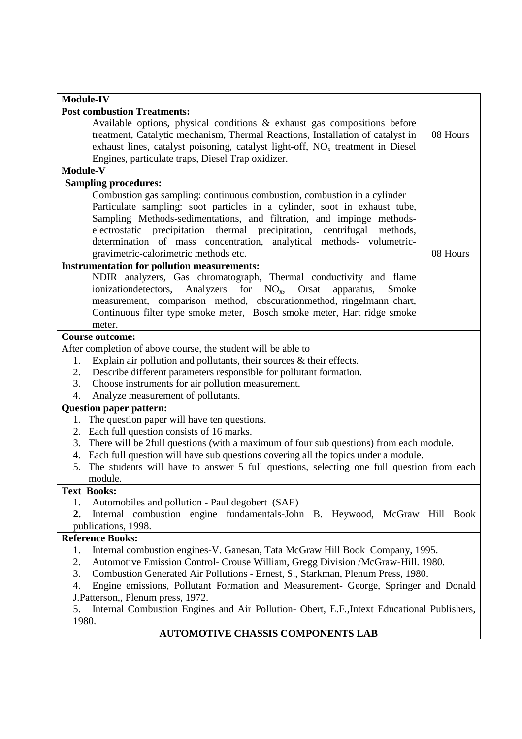| Module-IV | |
|---|---|
| **Post combustion Treatments:**<br>Available options, physical conditions & exhaust gas compositions before treatment, Catalytic mechanism, Thermal Reactions, Installation of catalyst in exhaust lines, catalyst poisoning, catalyst light-off, $NO_x$ treatment in Diesel Engines, particulate traps, Diesel Trap oxidizer. | 08 Hours |
| **Module-V** | |
| **Sampling procedures:**<br>Combustion gas sampling: continuous combustion, combustion in a cylinder<br>Particulate sampling: soot particles in a cylinder, soot in exhaust tube, Sampling Methods-sedimentations, and filtration, and impinge methods-electrostatic precipitation thermal precipitation, centrifugal methods, determination of mass concentration, analytical methods- volumetric-gravimetric-calorimetric methods etc.<br>**Instrumentation for pollution measurements:**<br>NDIR analyzers, Gas chromatograph, Thermal conductivity and flame ionizationdetectors, Analyzers for $NO_x$, Orsat apparatus, Smoke measurement, comparison method, obscurationmethod, ringelmann chart, Continuous filter type smoke meter, Bosch smoke meter, Hart ridge smoke meter. | 08 Hours |

**Course outcome:**

After completion of above course, the student will be able to

1. Explain air pollution and pollutants, their sources & their effects.
2. Describe different parameters responsible for pollutant formation.
3. Choose instruments for air pollution measurement.
4. Analyze measurement of pollutants.

**Question paper pattern:**

1. The question paper will have ten questions.
2. Each full question consists of 16 marks.
3. There will be 2full questions (with a maximum of four sub questions) from each module.
4. Each full question will have sub questions covering all the topics under a module.
5. The students will have to answer 5 full questions, selecting one full question from each module.

**Text Books:**

1. Automobiles and pollution - Paul degobert (SAE)
2. Internal combustion engine fundamentals-John B. Heywood, McGraw Hill Book publications, 1998.

**Reference Books:**

1. Internal combustion engines-V. Ganesan, Tata McGraw Hill Book Company, 1995.
2. Automotive Emission Control- Crouse William, Gregg Division /McGraw-Hill. 1980.
3. Combustion Generated Air Pollutions - Ernest, S., Starkman, Plenum Press, 1980.
4. Engine emissions, Pollutant Formation and Measurement- George, Springer and Donald J.Patterson,, Plenum press, 1972.
5. Internal Combustion Engines and Air Pollution- Obert, E.F.,Intext Educational Publishers, 1980.

## AUTOMOTIVE CHASSIS COMPONENTS LAB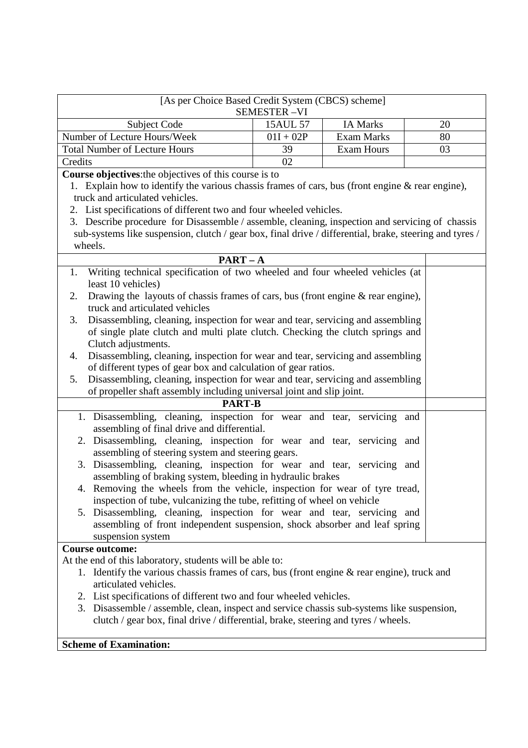| [As per Choice Based Credit System (CBCS) scheme]<br>SEMESTER –VI | | | |
|---|---|---|---|
| Subject Code | 15AUL 57 | IA Marks | 20 |
| Number of Lecture Hours/Week | 01I + 02P | Exam Marks | 80 |
| Total Number of Lecture Hours | 39 | Exam Hours | 03 |
| Credits | 02 | | |

**Course objectives**:the objectives of this course is to

1. Explain how to identify the various chassis frames of cars, bus (front engine & rear engine), truck and articulated vehicles.
2. List specifications of different two and four wheeled vehicles.
3. Describe procedure for Disassemble / assemble, cleaning, inspection and servicing of chassis sub-systems like suspension, clutch / gear box, final drive / differential, brake, steering and tyres / wheels.

**PART – A**

1. Writing technical specification of two wheeled and four wheeled vehicles (at least 10 vehicles)
2. Drawing the layouts of chassis frames of cars, bus (front engine & rear engine), truck and articulated vehicles
3. Disassembling, cleaning, inspection for wear and tear, servicing and assembling of single plate clutch and multi plate clutch. Checking the clutch springs and Clutch adjustments.
4. Disassembling, cleaning, inspection for wear and tear, servicing and assembling of different types of gear box and calculation of gear ratios.
5. Disassembling, cleaning, inspection for wear and tear, servicing and assembling of propeller shaft assembly including universal joint and slip joint.

**PART-B**

1. Disassembling, cleaning, inspection for wear and tear, servicing and assembling of final drive and differential.
2. Disassembling, cleaning, inspection for wear and tear, servicing and assembling of steering system and steering gears.
3. Disassembling, cleaning, inspection for wear and tear, servicing and assembling of braking system, bleeding in hydraulic brakes
4. Removing the wheels from the vehicle, inspection for wear of tyre tread, inspection of tube, vulcanizing the tube, refitting of wheel on vehicle
5. Disassembling, cleaning, inspection for wear and tear, servicing and assembling of front independent suspension, shock absorber and leaf spring suspension system

**Course outcome:**

At the end of this laboratory, students will be able to:

1. Identify the various chassis frames of cars, bus (front engine & rear engine), truck and articulated vehicles.
2. List specifications of different two and four wheeled vehicles.
3. Disassemble / assemble, clean, inspect and service chassis sub-systems like suspension, clutch / gear box, final drive / differential, brake, steering and tyres / wheels.

**Scheme of Examination:**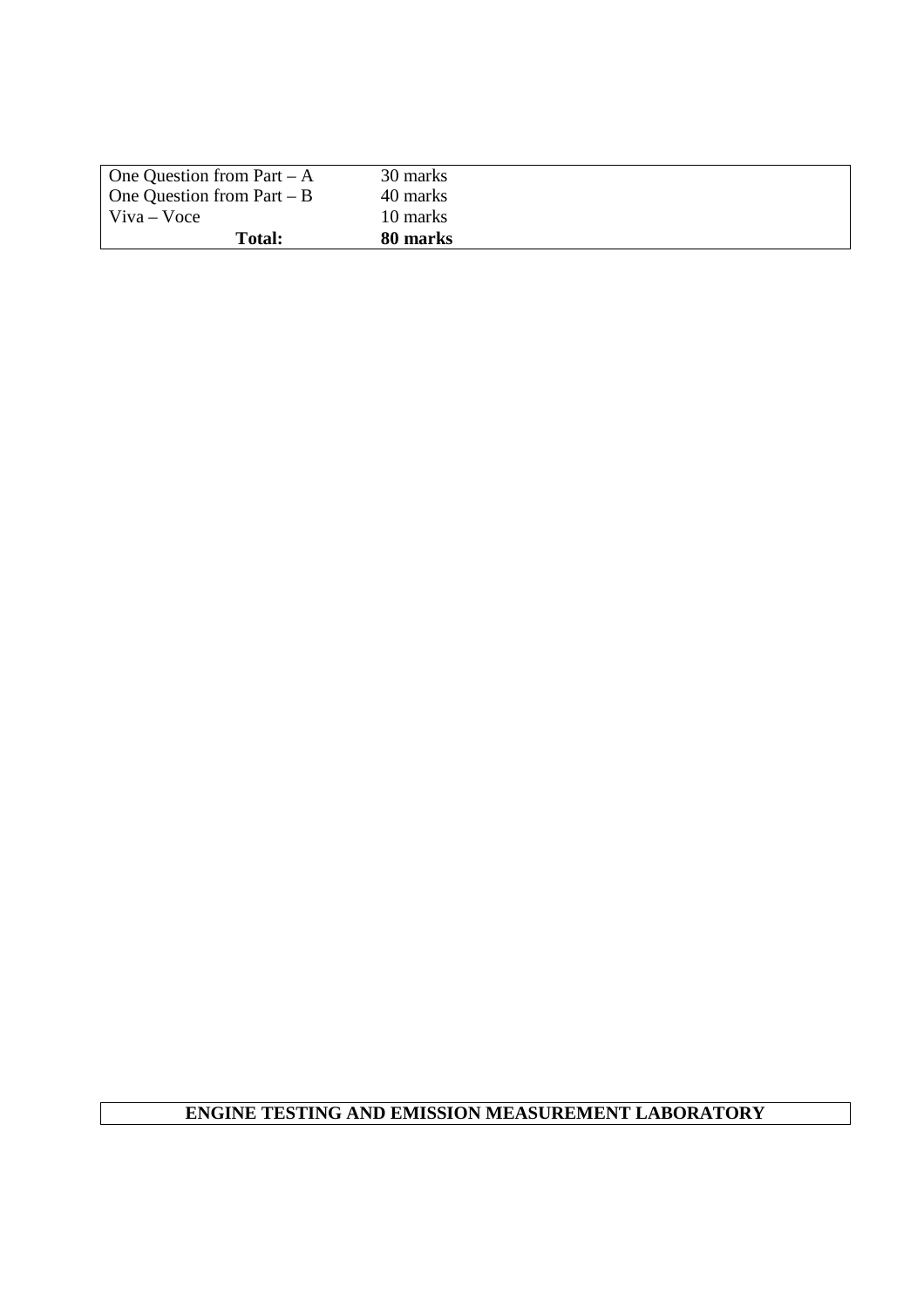| One Question from Part – A | 30 marks |
| --- | --- |
| One Question from Part – B | 40 marks |
| Viva – Voce | 10 marks |
| **Total:** | **80 marks** |

## ENGINE TESTING AND EMISSION MEASUREMENT LABORATORY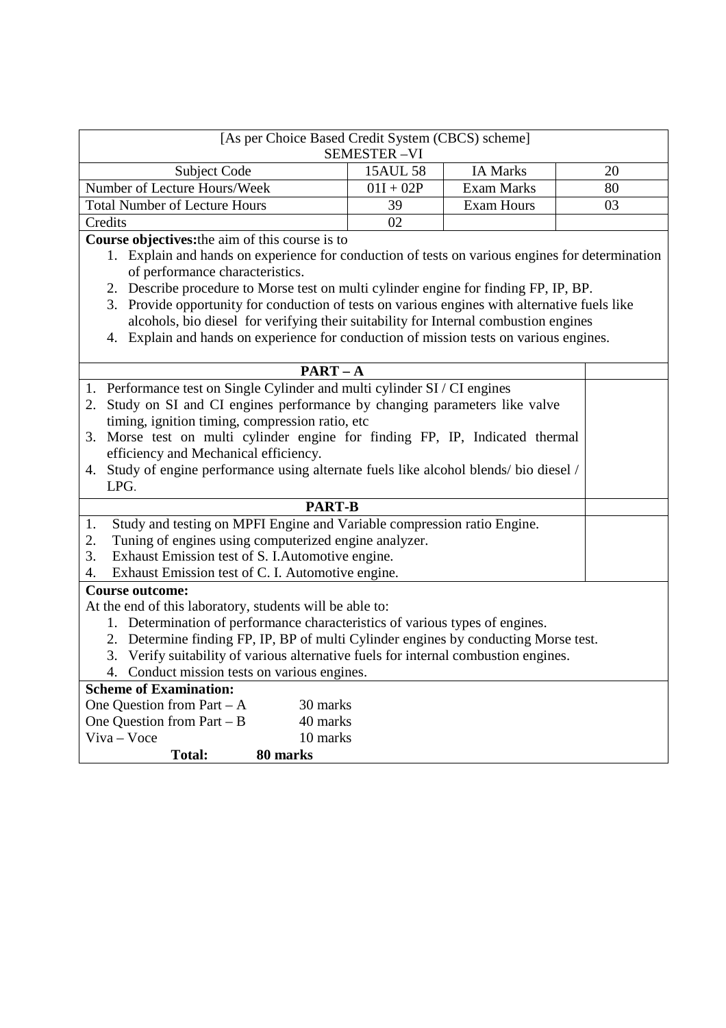[As per Choice Based Credit System (CBCS) scheme]
SEMESTER –VI

| | | | |
|---|---|---|---|
| Subject Code | 15AUL 58 | IA Marks | 20 |
| Number of Lecture Hours/Week | 01I + 02P | Exam Marks | 80 |
| Total Number of Lecture Hours | 39 | Exam Hours | 03 |
| Credits | 02 | | |

**Course objectives:**the aim of this course is to

1. Explain and hands on experience for conduction of tests on various engines for determination of performance characteristics.
2. Describe procedure to Morse test on multi cylinder engine for finding FP, IP, BP.
3. Provide opportunity for conduction of tests on various engines with alternative fuels like alcohols, bio diesel for verifying their suitability for Internal combustion engines
4. Explain and hands on experience for conduction of mission tests on various engines.

**PART – A**

1. Performance test on Single Cylinder and multi cylinder SI / CI engines
2. Study on SI and CI engines performance by changing parameters like valve timing, ignition timing, compression ratio, etc
3. Morse test on multi cylinder engine for finding FP, IP, Indicated thermal efficiency and Mechanical efficiency.
4. Study of engine performance using alternate fuels like alcohol blends/ bio diesel / LPG.

**PART-B**

1. Study and testing on MPFI Engine and Variable compression ratio Engine.
2. Tuning of engines using computerized engine analyzer.
3. Exhaust Emission test of S. I.Automotive engine.
4. Exhaust Emission test of C. I. Automotive engine.

**Course outcome:**

At the end of this laboratory, students will be able to:

1. Determination of performance characteristics of various types of engines.
2. Determine finding FP, IP, BP of multi Cylinder engines by conducting Morse test.
3. Verify suitability of various alternative fuels for internal combustion engines.
4. Conduct mission tests on various engines.

**Scheme of Examination:**

| | |
|---|---|
| One Question from Part – A | 30 marks |
| One Question from Part – B | 40 marks |
| Viva – Voce | 10 marks |
| **Total:** | **80 marks** |